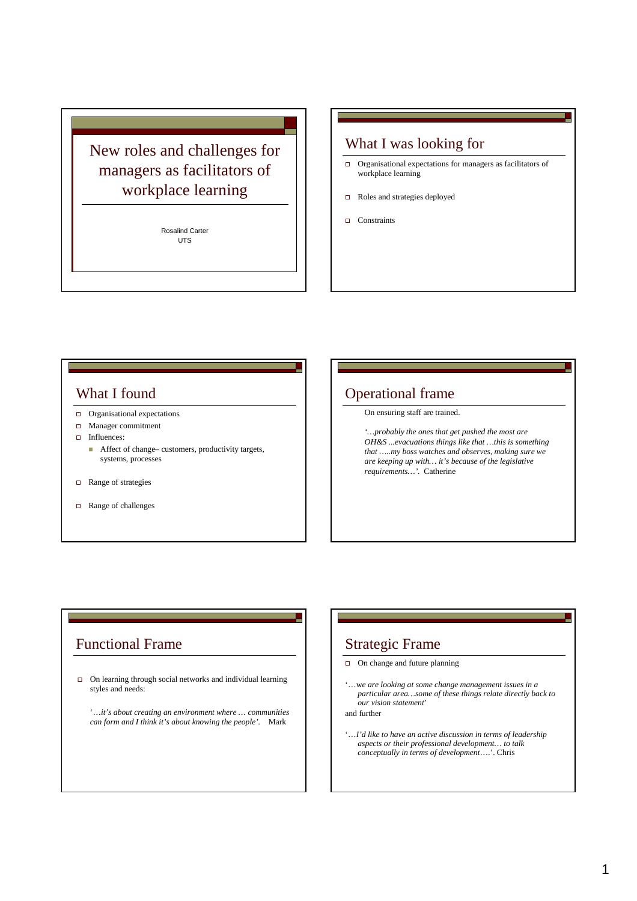# New roles and challenges for managers as facilitators of workplace learning

Rosalind Carter
UTS

## What I was looking for

- Organisational expectations for managers as facilitators of workplace learning
- Roles and strategies deployed
- Constraints

## What I found

- Organisational expectations
- Manager commitment
- Influences:
  - Affect of change– customers, productivity targets, systems, processes
- Range of strategies
- Range of challenges

## Operational frame

On ensuring staff are trained.

*'…probably the ones that get pushed the most are OH&S ...evacuations things like that …this is something that …..my boss watches and observes, making sure we are keeping up with… it's because of the legislative requirements…'.* Catherine

## Functional Frame

- On learning through social networks and individual learning styles and needs:

  *'…it's about creating an environment where … communities can form and I think it's about knowing the people'.* Mark

## Strategic Frame

- On change and future planning

'…*we are looking at some change management issues in a particular area…some of these things relate directly back to our vision statement*'

and further

'…*I'd like to have an active discussion in terms of leadership aspects or their professional development… to talk conceptually in terms of development*….'. Chris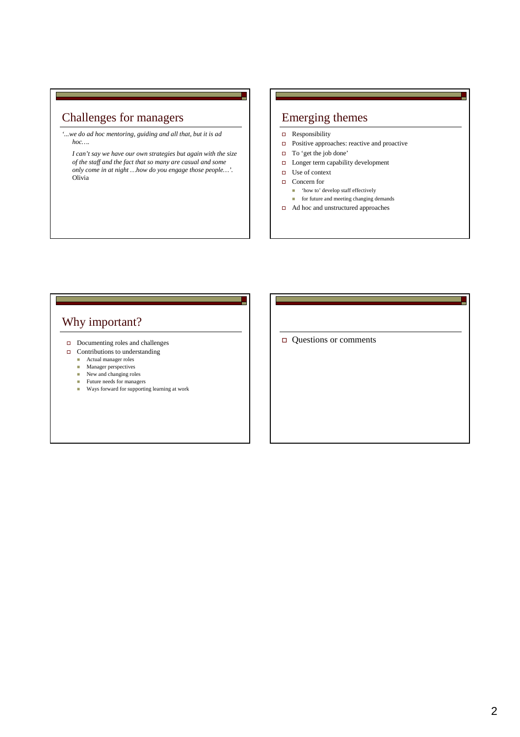## Challenges for managers

*'...we do ad hoc mentoring, guiding and all that, but it is ad hoc….*

*I can't say we have our own strategies but again with the size of the staff and the fact that so many are casual and some only come in at night …how do you engage those people…'.* Olivia

## Emerging themes

- Responsibility
- Positive approaches: reactive and proactive
- To 'get the job done'
- Longer term capability development
- Use of context
- Concern for
  - 'how to' develop staff effectively
  - for future and meeting changing demands
- Ad hoc and unstructured approaches

## Why important?

- Documenting roles and challenges
- Contributions to understanding
  - Actual manager roles
  - Manager perspectives
  - New and changing roles
  - Future needs for managers
  - Ways forward for supporting learning at work

- Questions or comments